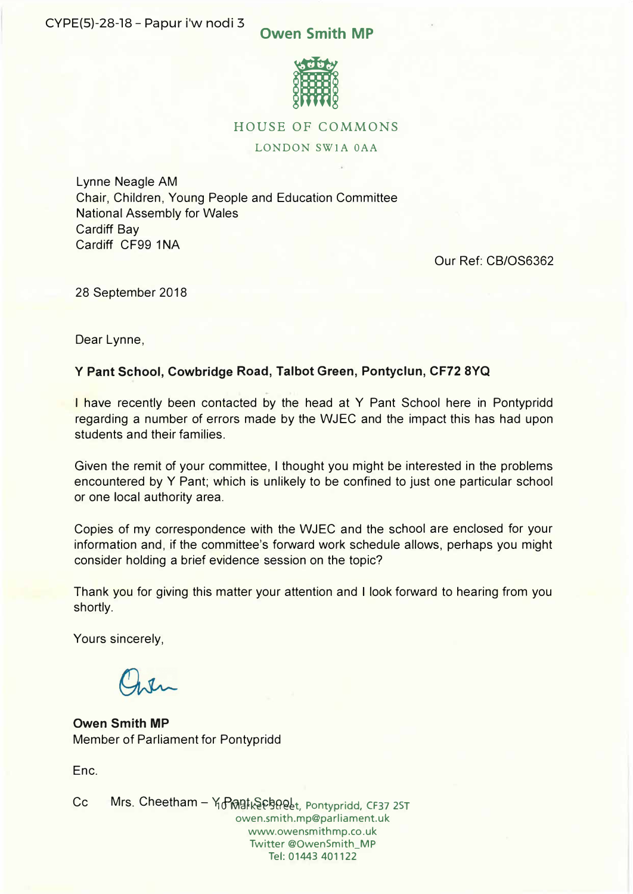CYPE(5)-28-18 – Papur i'w nodi 3

**Owen Smith MP**

HOUSE OF COMMONS

LONDON SW1A 0AA

Lynne Neagle AM
Chair, Children, Young People and Education Committee
National Assembly for Wales
Cardiff Bay
Cardiff CF99 1NA

Our Ref: CB/OS6362

28 September 2018

Dear Lynne,

**Y Pant School, Cowbridge Road, Talbot Green, Pontyclun, CF72 8YQ**

I have recently been contacted by the head at Y Pant School here in Pontypridd regarding a number of errors made by the WJEC and the impact this has had upon students and their families.

Given the remit of your committee, I thought you might be interested in the problems encountered by Y Pant; which is unlikely to be confined to just one particular school or one local authority area.

Copies of my correspondence with the WJEC and the school are enclosed for your information and, if the committee's forward work schedule allows, perhaps you might consider holding a brief evidence session on the topic?

Thank you for giving this matter your attention and I look forward to hearing from you shortly.

Yours sincerely,

**Owen Smith MP**
Member of Parliament for Pontypridd

Enc.

Cc Mrs. Cheetham – Y Pant School

10 Market Street, Pontypridd, CF37 2ST
owen.smith.mp@parliament.uk
www.owensmithmp.co.uk
Twitter @OwenSmith_MP
Tel: 01443 401122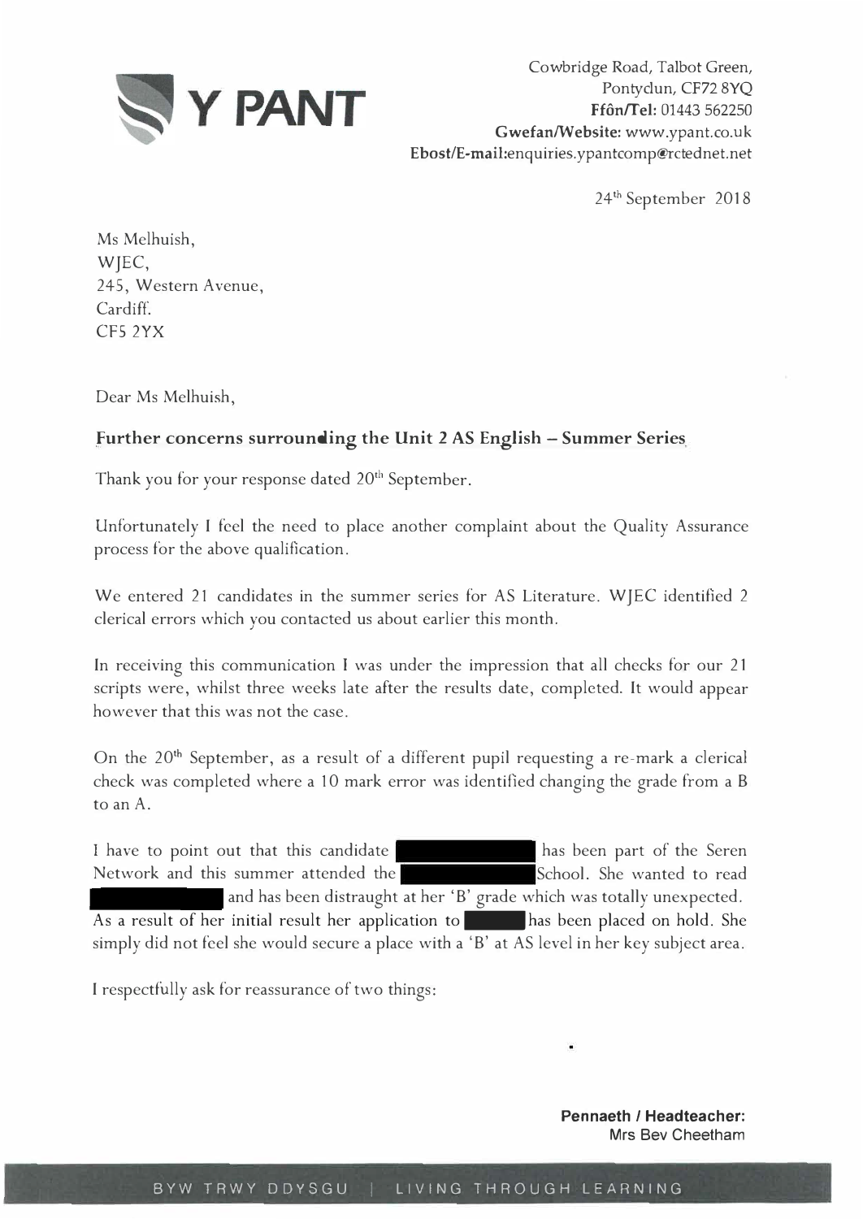Y PANT

Cowbridge Road, Talbot Green,
Pontyclun, CF72 8YQ
**Ffôn/Tel:** 01443 562250
**Gwefan/Website:** www.ypant.co.uk
**Ebost/E-mail:** enquiries.ypantcomp@rctednet.net

24th September 2018

Ms Melhuish,
WJEC,
245, Western Avenue,
Cardiff.
CF5 2YX

Dear Ms Melhuish,

**Further concerns surrounding the Unit 2 AS English – Summer Series**

Thank you for your response dated 20th September.

Unfortunately I feel the need to place another complaint about the Quality Assurance process for the above qualification.

We entered 21 candidates in the summer series for AS Literature. WJEC identified 2 clerical errors which you contacted us about earlier this month.

In receiving this communication I was under the impression that all checks for our 21 scripts were, whilst three weeks late after the results date, completed. It would appear however that this was not the case.

On the 20th September, as a result of a different pupil requesting a re-mark a clerical check was completed where a 10 mark error was identified changing the grade from a B to an A.

I have to point out that this candidate ██████ has been part of the Seren Network and this summer attended the ██████ School. She wanted to read ██████ and has been distraught at her 'B' grade which was totally unexpected. As a result of her initial result her application to ██████ has been placed on hold. She simply did not feel she would secure a place with a 'B' at AS level in her key subject area.

I respectfully ask for reassurance of two things:

**Pennaeth / Headteacher:**
Mrs Bev Cheetham

BYW TRWY DDYSGU | LIVING THROUGH LEARNING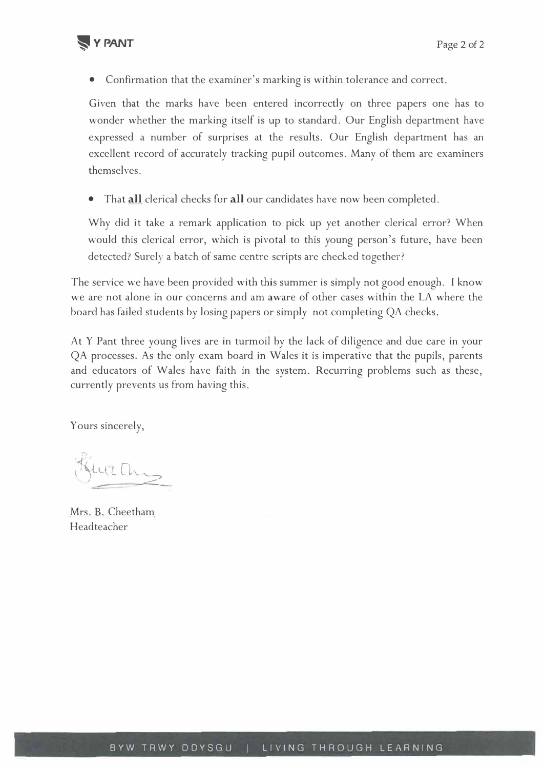- Confirmation that the examiner's marking is within tolerance and correct.

  Given that the marks have been entered incorrectly on three papers one has to wonder whether the marking itself is up to standard. Our English department have expressed a number of surprises at the results. Our English department has an excellent record of accurately tracking pupil outcomes. Many of them are examiners themselves.

- That **all** clerical checks for **all** our candidates have now been completed.

  Why did it take a remark application to pick up yet another clerical error? When would this clerical error, which is pivotal to this young person's future, have been detected? Surely a batch of same centre scripts are checked together?

The service we have been provided with this summer is simply not good enough. I know we are not alone in our concerns and am aware of other cases within the LA where the board has failed students by losing papers or simply not completing QA checks.

At Y Pant three young lives are in turmoil by the lack of diligence and due care in your QA processes. As the only exam board in Wales it is imperative that the pupils, parents and educators of Wales have faith in the system. Recurring problems such as these, currently prevents us from having this.

Yours sincerely,

Mrs. B. Cheetham
Headteacher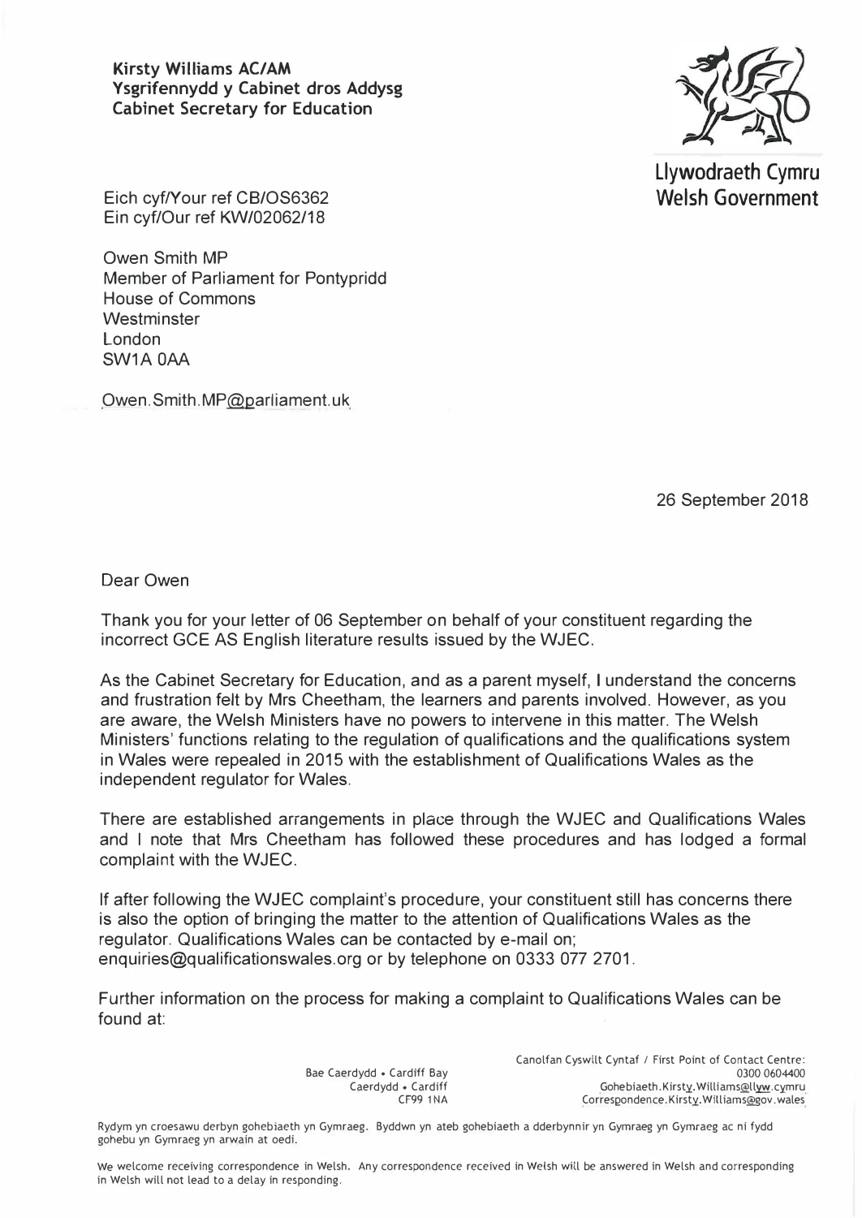**Kirsty Williams AC/AM**
**Ysgrifennydd y Cabinet dros Addysg**
**Cabinet Secretary for Education**

Llywodraeth Cymru
Welsh Government

Eich cyf/Your ref CB/OS6362
Ein cyf/Our ref KW/02062/18

Owen Smith MP
Member of Parliament for Pontypridd
House of Commons
Westminster
London
SW1A 0AA

Owen.Smith.MP@parliament.uk

26 September 2018

Dear Owen

Thank you for your letter of 06 September on behalf of your constituent regarding the incorrect GCE AS English literature results issued by the WJEC.

As the Cabinet Secretary for Education, and as a parent myself, I understand the concerns and frustration felt by Mrs Cheetham, the learners and parents involved. However, as you are aware, the Welsh Ministers have no powers to intervene in this matter. The Welsh Ministers' functions relating to the regulation of qualifications and the qualifications system in Wales were repealed in 2015 with the establishment of Qualifications Wales as the independent regulator for Wales.

There are established arrangements in place through the WJEC and Qualifications Wales and I note that Mrs Cheetham has followed these procedures and has lodged a formal complaint with the WJEC.

If after following the WJEC complaint's procedure, your constituent still has concerns there is also the option of bringing the matter to the attention of Qualifications Wales as the regulator. Qualifications Wales can be contacted by e-mail on; enquiries@qualificationswales.org or by telephone on 0333 077 2701.

Further information on the process for making a complaint to Qualifications Wales can be found at:

Bae Caerdydd • Cardiff Bay
Caerdydd • Cardiff
CF99 1NA

Canolfan Cyswllt Cyntaf / First Point of Contact Centre:
0300 0604400
Gohebiaeth.Kirsty.Williams@llyw.cymru
Correspondence.Kirsty.Williams@gov.wales

Rydym yn croesawu derbyn gohebiaeth yn Gymraeg. Byddwn yn ateb gohebiaeth a dderbynnir yn Gymraeg yn Gymraeg ac ni fydd gohebu yn Gymraeg yn arwain at oedi.

We welcome receiving correspondence in Welsh. Any correspondence received in Welsh will be answered in Welsh and corresponding in Welsh will not lead to a delay in responding.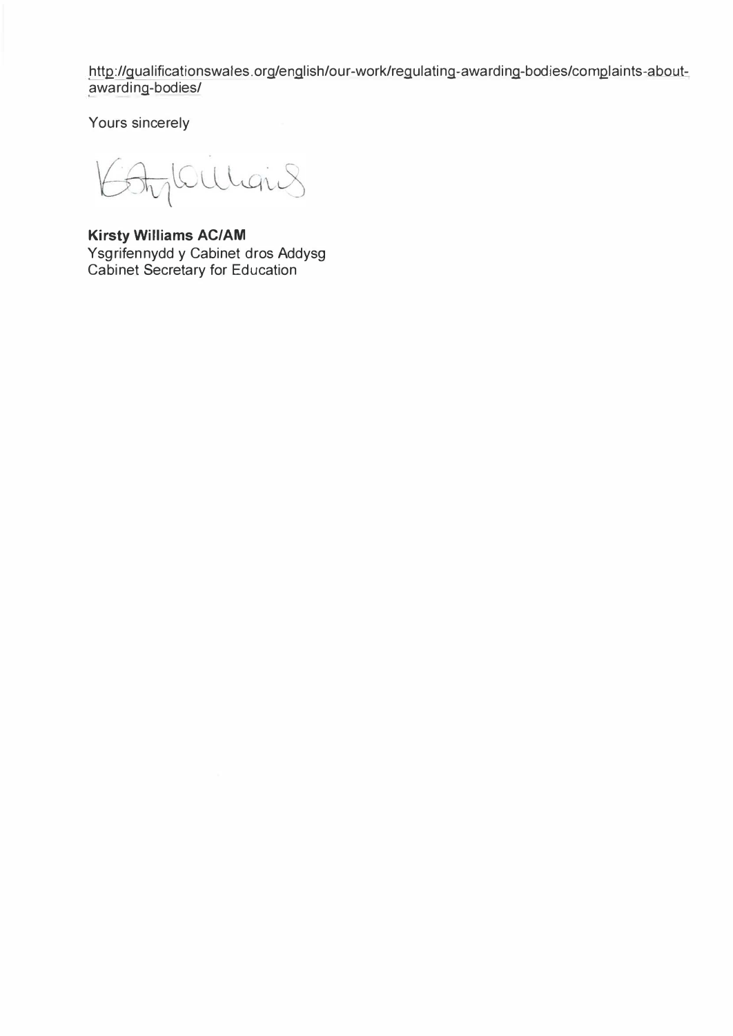http://qualificationswales.org/english/our-work/regulating-awarding-bodies/complaints-about-awarding-bodies/

Yours sincerely

**Kirsty Williams AC/AM**
Ysgrifennydd y Cabinet dros Addysg
Cabinet Secretary for Education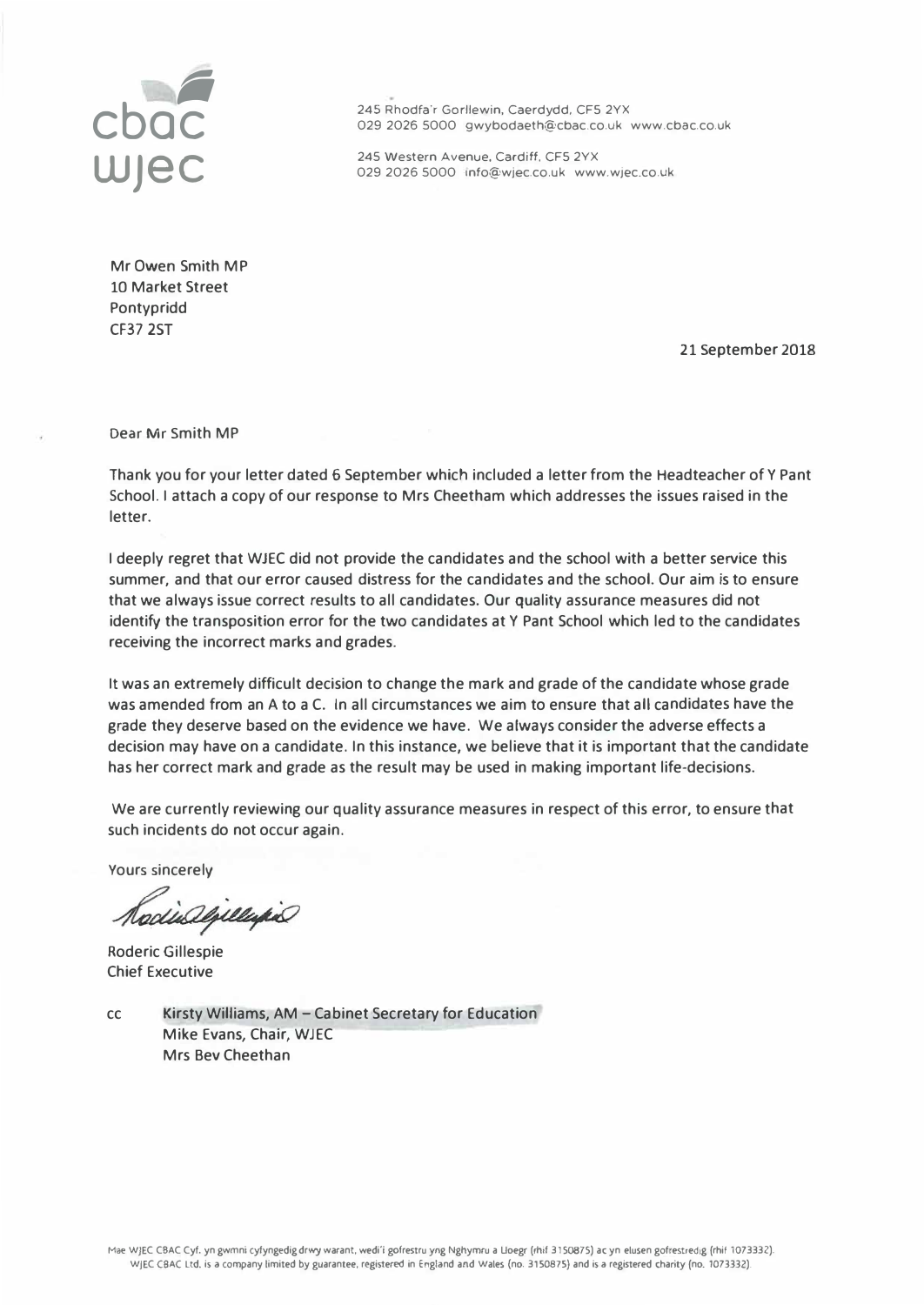cbac
wjec

245 Rhodfa'r Gorllewin, Caerdydd, CF5 2YX
029 2026 5000 gwybodaeth@cbac.co.uk www.cbac.co.uk

245 Western Avenue, Cardiff, CF5 2YX
029 2026 5000 info@wjec.co.uk www.wjec.co.uk

Mr Owen Smith MP
10 Market Street
Pontypridd
CF37 2ST

21 September 2018

Dear Mr Smith MP

Thank you for your letter dated 6 September which included a letter from the Headteacher of Y Pant School. I attach a copy of our response to Mrs Cheetham which addresses the issues raised in the letter.

I deeply regret that WJEC did not provide the candidates and the school with a better service this summer, and that our error caused distress for the candidates and the school. Our aim is to ensure that we always issue correct results to all candidates. Our quality assurance measures did not identify the transposition error for the two candidates at Y Pant School which led to the candidates receiving the incorrect marks and grades.

It was an extremely difficult decision to change the mark and grade of the candidate whose grade was amended from an A to a C. In all circumstances we aim to ensure that all candidates have the grade they deserve based on the evidence we have. We always consider the adverse effects a decision may have on a candidate. In this instance, we believe that it is important that the candidate has her correct mark and grade as the result may be used in making important life-decisions.

We are currently reviewing our quality assurance measures in respect of this error, to ensure that such incidents do not occur again.

Yours sincerely

Roderic Gillespie
Chief Executive

cc Kirsty Williams, AM – Cabinet Secretary for Education
Mike Evans, Chair, WJEC
Mrs Bev Cheethan

Mae WJEC CBAC Cyf. yn gwmni cyfyngedig drwy warant, wedi'i gofrestru yng Nghymru a Lloegr (rhif 3150875) ac yn elusen gofrestredig (rhif 1073332).
WJEC CBAC Ltd. is a company limited by guarantee, registered in England and Wales (no. 3150875) and is a registered charity (no. 1073332).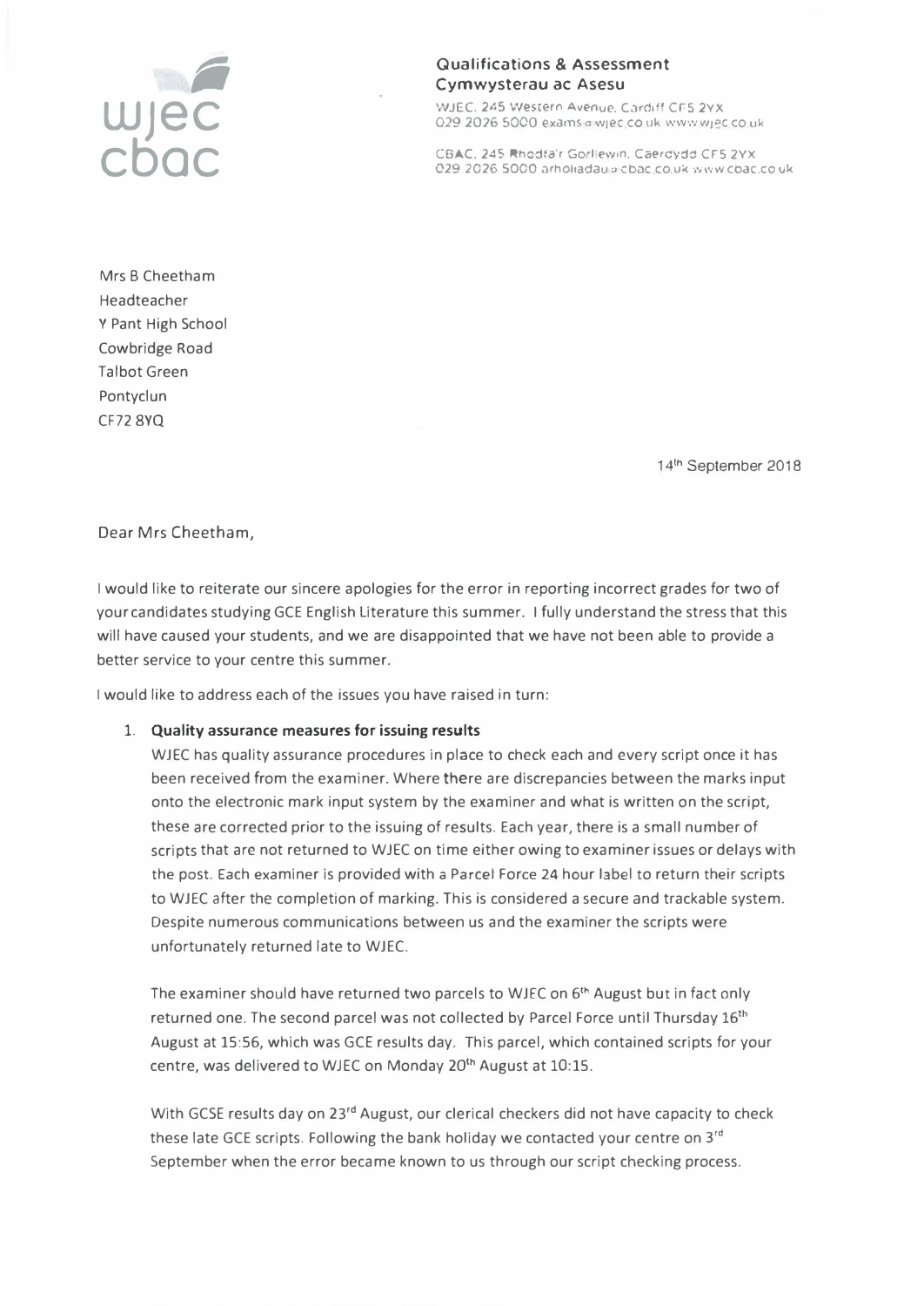wjec
cbac

**Qualifications & Assessment**
**Cymwysterau ac Asesu**

WJEC, 245 Western Avenue, Cardiff CF5 2YX
029 2026 5000 exams@wjec.co.uk www.wjec.co.uk

CBAC, 245 Rhodfa'r Gorllewin, Caerdydd CF5 2YX
029 2026 5000 arholiadau@cbac.co.uk www.cbac.co.uk

Mrs B Cheetham
Headteacher
Y Pant High School
Cowbridge Road
Talbot Green
Pontyclun
CF72 8YQ

14th September 2018

Dear Mrs Cheetham,

I would like to reiterate our sincere apologies for the error in reporting incorrect grades for two of your candidates studying GCE English Literature this summer. I fully understand the stress that this will have caused your students, and we are disappointed that we have not been able to provide a better service to your centre this summer.

I would like to address each of the issues you have raised in turn:

1. **Quality assurance measures for issuing results**
   WJEC has quality assurance procedures in place to check each and every script once it has been received from the examiner. Where there are discrepancies between the marks input onto the electronic mark input system by the examiner and what is written on the script, these are corrected prior to the issuing of results. Each year, there is a small number of scripts that are not returned to WJEC on time either owing to examiner issues or delays with the post. Each examiner is provided with a Parcel Force 24 hour label to return their scripts to WJEC after the completion of marking. This is considered a secure and trackable system. Despite numerous communications between us and the examiner the scripts were unfortunately returned late to WJEC.

   The examiner should have returned two parcels to WJEC on 6th August but in fact only returned one. The second parcel was not collected by Parcel Force until Thursday 16th August at 15:56, which was GCE results day. This parcel, which contained scripts for your centre, was delivered to WJEC on Monday 20th August at 10:15.

   With GCSE results day on 23rd August, our clerical checkers did not have capacity to check these late GCE scripts. Following the bank holiday we contacted your centre on 3rd September when the error became known to us through our script checking process.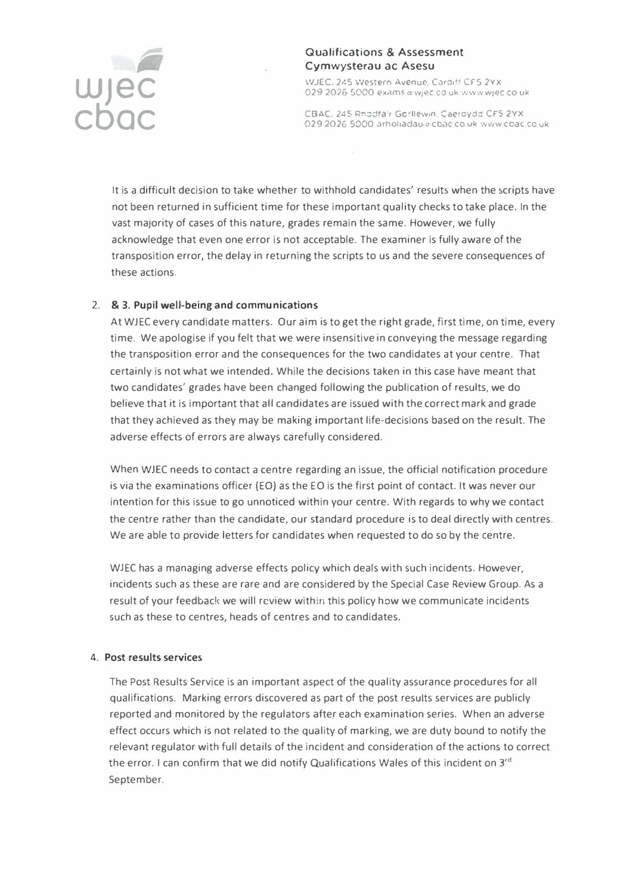**Qualifications & Assessment**
**Cymwysterau ac Asesu**

WJEC, 245 Western Avenue, Cardiff CF5 2YX
029 2026 5000 exams@wjec.co.uk www.wjec.co.uk

CBAC, 245 Rhodfa'r Gorllewin, Caerdydd CF5 2YX
029 2026 5000 arholiadau@cbac.co.uk www.cbac.co.uk

It is a difficult decision to take whether to withhold candidates' results when the scripts have not been returned in sufficient time for these important quality checks to take place. In the vast majority of cases of this nature, grades remain the same. However, we fully acknowledge that even one error is not acceptable. The examiner is fully aware of the transposition error, the delay in returning the scripts to us and the severe consequences of these actions.

2. **& 3. Pupil well-being and communications**

At WJEC every candidate matters. Our aim is to get the right grade, first time, on time, every time. We apologise if you felt that we were insensitive in conveying the message regarding the transposition error and the consequences for the two candidates at your centre. That certainly is not what we intended. While the decisions taken in this case have meant that two candidates' grades have been changed following the publication of results, we do believe that it is important that all candidates are issued with the correct mark and grade that they achieved as they may be making important life-decisions based on the result. The adverse effects of errors are always carefully considered.

When WJEC needs to contact a centre regarding an issue, the official notification procedure is via the examinations officer (EO) as the EO is the first point of contact. It was never our intention for this issue to go unnoticed within your centre. With regards to why we contact the centre rather than the candidate, our standard procedure is to deal directly with centres. We are able to provide letters for candidates when requested to do so by the centre.

WJEC has a managing adverse effects policy which deals with such incidents. However, incidents such as these are rare and are considered by the Special Case Review Group. As a result of your feedback we will review within this policy how we communicate incidents such as these to centres, heads of centres and to candidates.

4. **Post results services**

The Post Results Service is an important aspect of the quality assurance procedures for all qualifications. Marking errors discovered as part of the post results services are publicly reported and monitored by the regulators after each examination series. When an adverse effect occurs which is not related to the quality of marking, we are duty bound to notify the relevant regulator with full details of the incident and consideration of the actions to correct the error. I can confirm that we did notify Qualifications Wales of this incident on 3rd September.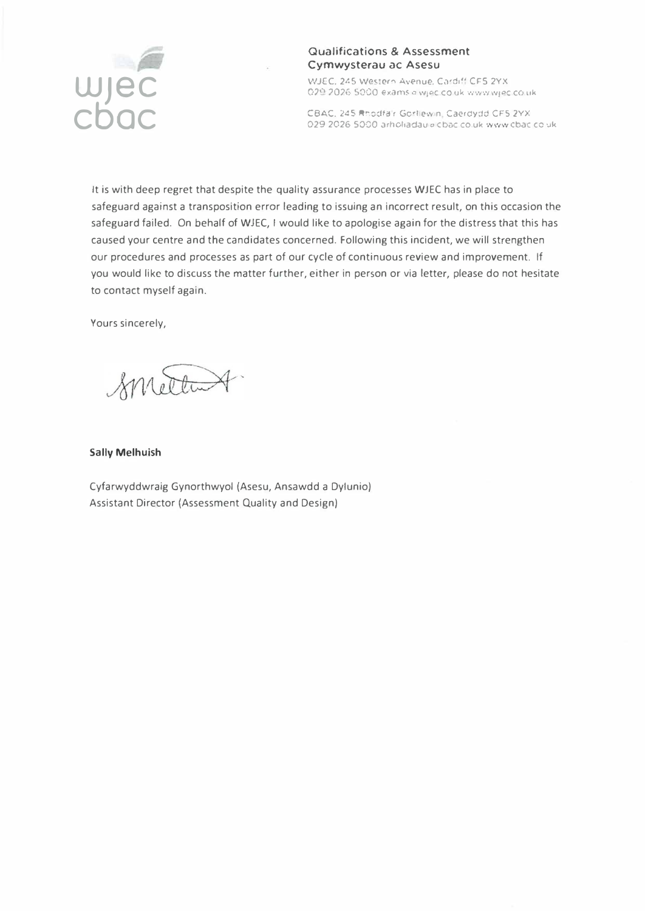wjec
cbac

**Qualifications & Assessment**
**Cymwysterau ac Asesu**

WJEC, 245 Western Avenue, Cardiff CF5 2YX
029 2026 5000 exams@wjec.co.uk www.wjec.co.uk

CBAC, 245 Rhodfa'r Gorllewin, Caerdydd CF5 2YX
029 2026 5000 arholiadau@cbac.co.uk www.cbac.co.uk

It is with deep regret that despite the quality assurance processes WJEC has in place to safeguard against a transposition error leading to issuing an incorrect result, on this occasion the safeguard failed. On behalf of WJEC, I would like to apologise again for the distress that this has caused your centre and the candidates concerned. Following this incident, we will strengthen our procedures and processes as part of our cycle of continuous review and improvement. If you would like to discuss the matter further, either in person or via letter, please do not hesitate to contact myself again.

Yours sincerely,

**Sally Melhuish**

Cyfarwyddwraig Gynorthwyol (Asesu, Ansawdd a Dylunio)
Assistant Director (Assessment Quality and Design)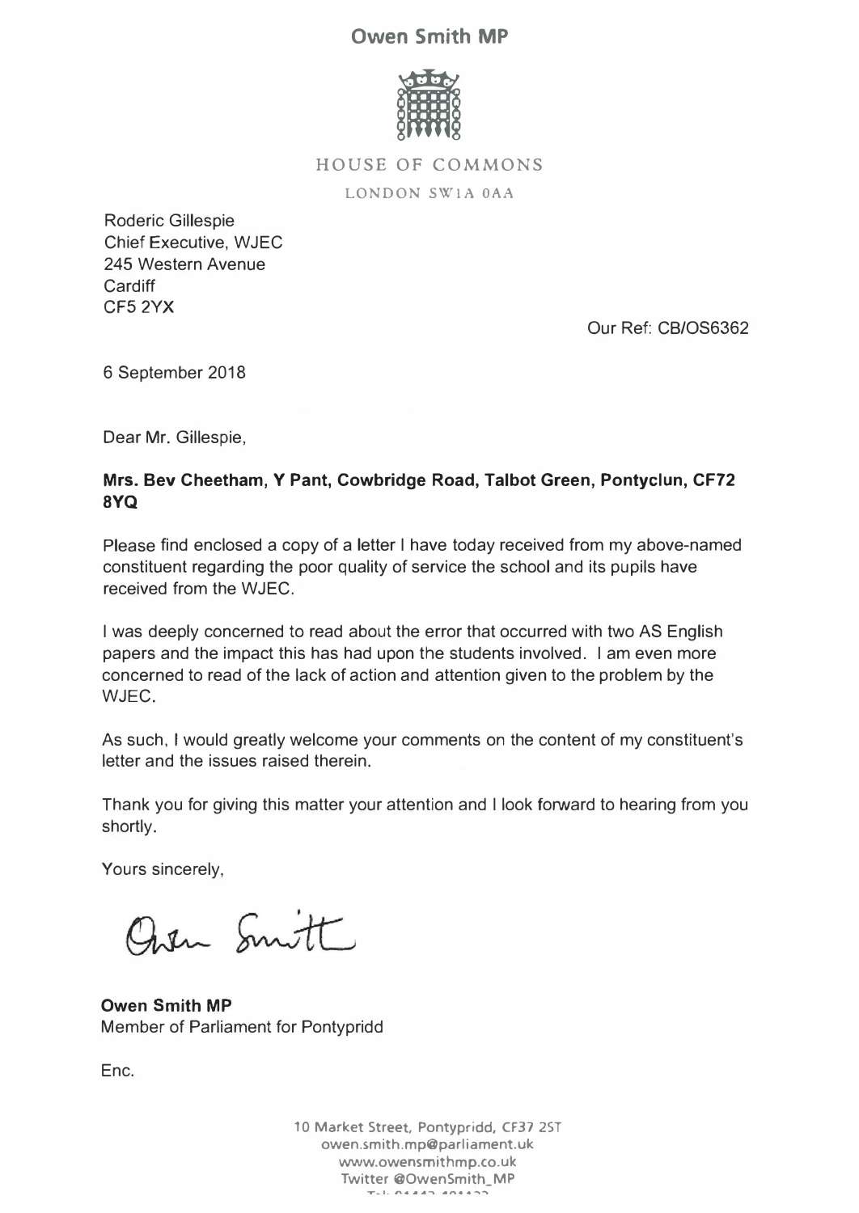# Owen Smith MP

HOUSE OF COMMONS

LONDON SW1A 0AA

Roderic Gillespie
Chief Executive, WJEC
245 Western Avenue
Cardiff
CF5 2YX

Our Ref: CB/OS6362

6 September 2018

Dear Mr. Gillespie,

**Mrs. Bev Cheetham, Y Pant, Cowbridge Road, Talbot Green, Pontyclun, CF72 8YQ**

Please find enclosed a copy of a letter I have today received from my above-named constituent regarding the poor quality of service the school and its pupils have received from the WJEC.

I was deeply concerned to read about the error that occurred with two AS English papers and the impact this has had upon the students involved. I am even more concerned to read of the lack of action and attention given to the problem by the WJEC.

As such, I would greatly welcome your comments on the content of my constituent's letter and the issues raised therein.

Thank you for giving this matter your attention and I look forward to hearing from you shortly.

Yours sincerely,

Owen Smith

**Owen Smith MP**
Member of Parliament for Pontypridd

Enc.

10 Market Street, Pontypridd, CF37 2ST
owen.smith.mp@parliament.uk
www.owensmithmp.co.uk
Twitter @OwenSmith_MP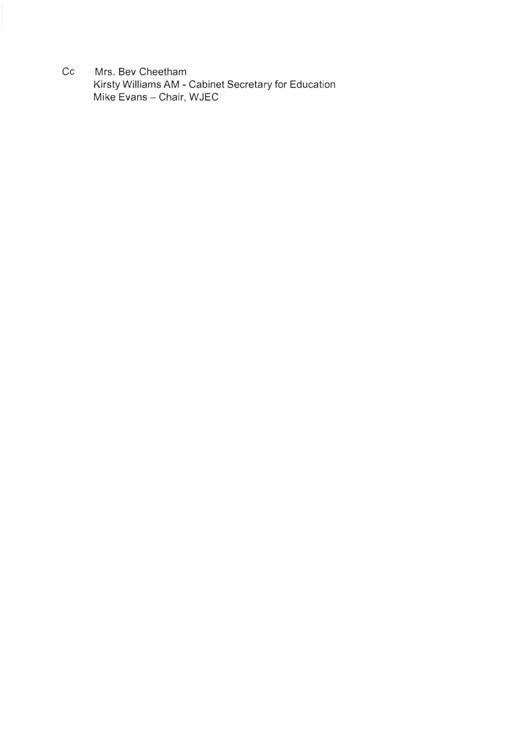Cc Mrs. Bev Cheetham
Kirsty Williams AM - Cabinet Secretary for Education
Mike Evans – Chair, WJEC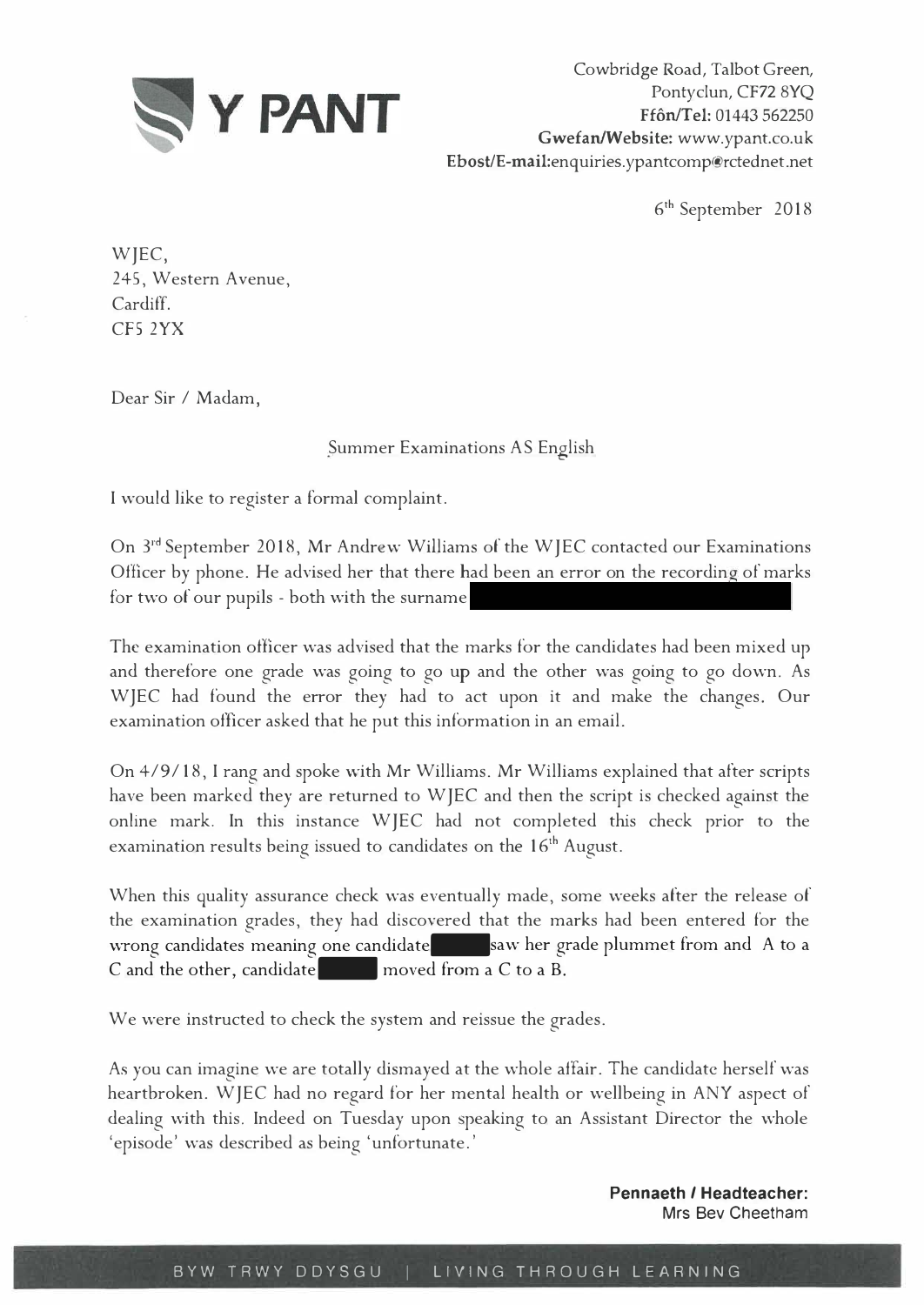# Y PANT

Cowbridge Road, Talbot Green,
Pontyclun, CF72 8YQ
**Ffôn/Tel:** 01443 562250
**Gwefan/Website:** www.ypant.co.uk
**Ebost/E-mail:** enquiries.ypantcomp@rctednet.net

6th September 2018

WJEC,
245, Western Avenue,
Cardiff.
CF5 2YX

Dear Sir / Madam,

Summer Examinations AS English

I would like to register a formal complaint.

On 3rd September 2018, Mr Andrew Williams of the WJEC contacted our Examinations Officer by phone. He advised her that there had been an error on the recording of marks for two of our pupils - both with the surname [REDACTED]

The examination officer was advised that the marks for the candidates had been mixed up and therefore one grade was going to go up and the other was going to go down. As WJEC had found the error they had to act upon it and make the changes. Our examination officer asked that he put this information in an email.

On 4/9/18, I rang and spoke with Mr Williams. Mr Williams explained that after scripts have been marked they are returned to WJEC and then the script is checked against the online mark. In this instance WJEC had not completed this check prior to the examination results being issued to candidates on the 16th August.

When this quality assurance check was eventually made, some weeks after the release of the examination grades, they had discovered that the marks had been entered for the wrong candidates meaning one candidate [REDACTED] saw her grade plummet from and A to a C and the other, candidate [REDACTED] moved from a C to a B.

We were instructed to check the system and reissue the grades.

As you can imagine we are totally dismayed at the whole affair. The candidate herself was heartbroken. WJEC had no regard for her mental health or wellbeing in ANY aspect of dealing with this. Indeed on Tuesday upon speaking to an Assistant Director the whole 'episode' was described as being 'unfortunate.'

**Pennaeth / Headteacher:**
Mrs Bev Cheetham

BYW TRWY DDYSGU | LIVING THROUGH LEARNING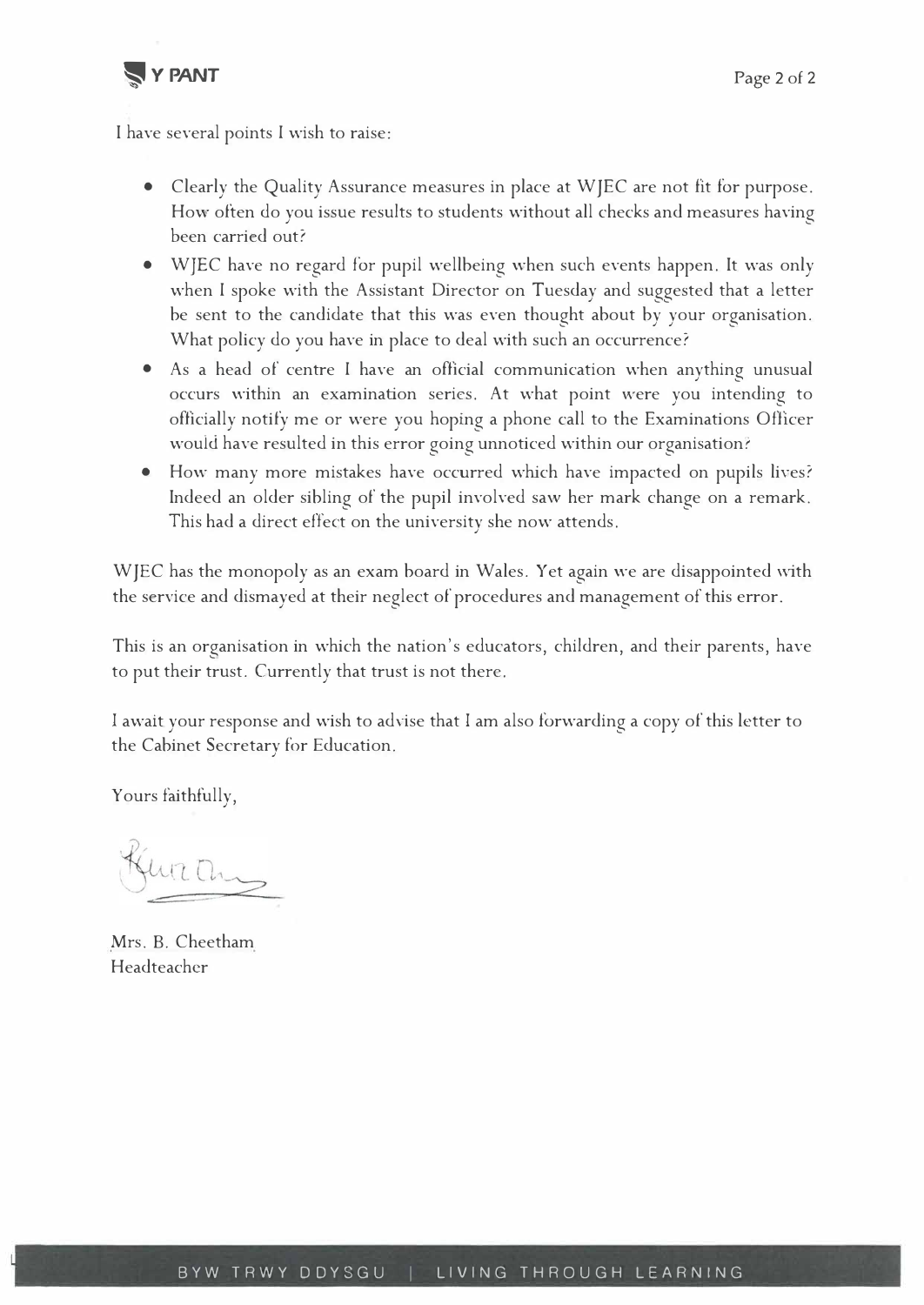I have several points I wish to raise:

- Clearly the Quality Assurance measures in place at WJEC are not fit for purpose. How often do you issue results to students without all checks and measures having been carried out?
- WJEC have no regard for pupil wellbeing when such events happen. It was only when I spoke with the Assistant Director on Tuesday and suggested that a letter be sent to the candidate that this was even thought about by your organisation. What policy do you have in place to deal with such an occurrence?
- As a head of centre I have an official communication when anything unusual occurs within an examination series. At what point were you intending to officially notify me or were you hoping a phone call to the Examinations Officer would have resulted in this error going unnoticed within our organisation?
- How many more mistakes have occurred which have impacted on pupils lives? Indeed an older sibling of the pupil involved saw her mark change on a remark. This had a direct effect on the university she now attends.

WJEC has the monopoly as an exam board in Wales. Yet again we are disappointed with the service and dismayed at their neglect of procedures and management of this error.

This is an organisation in which the nation's educators, children, and their parents, have to put their trust. Currently that trust is not there.

I await your response and wish to advise that I am also forwarding a copy of this letter to the Cabinet Secretary for Education.

Yours faithfully,

Mrs. B. Cheetham
Headteacher

BYW TRWY DDYSGU | LIVING THROUGH LEARNING